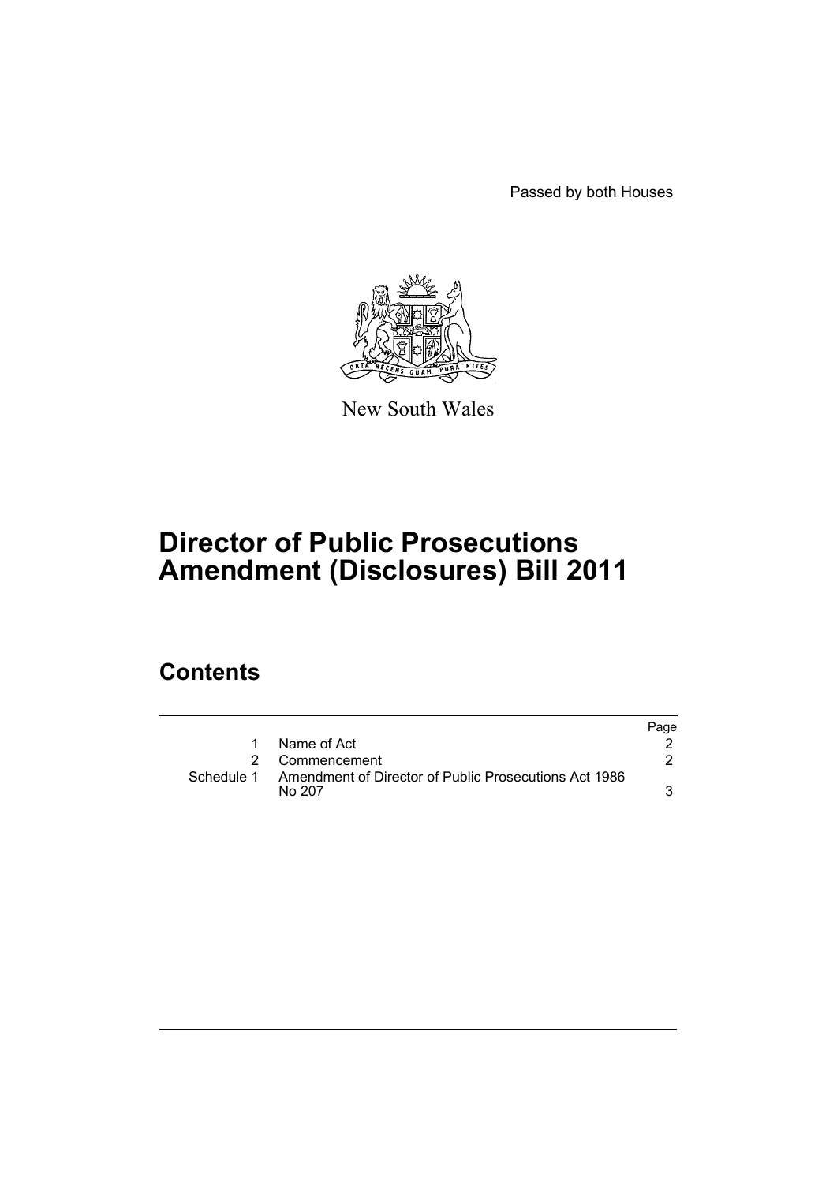Passed by both Houses

New South Wales

# Director of Public Prosecutions Amendment (Disclosures) Bill 2011

## Contents

| | | Page |
|---|---|---|
| 1 | Name of Act | 2 |
| 2 | Commencement | 2 |
| Schedule 1 | Amendment of Director of Public Prosecutions Act 1986 No 207 | 3 |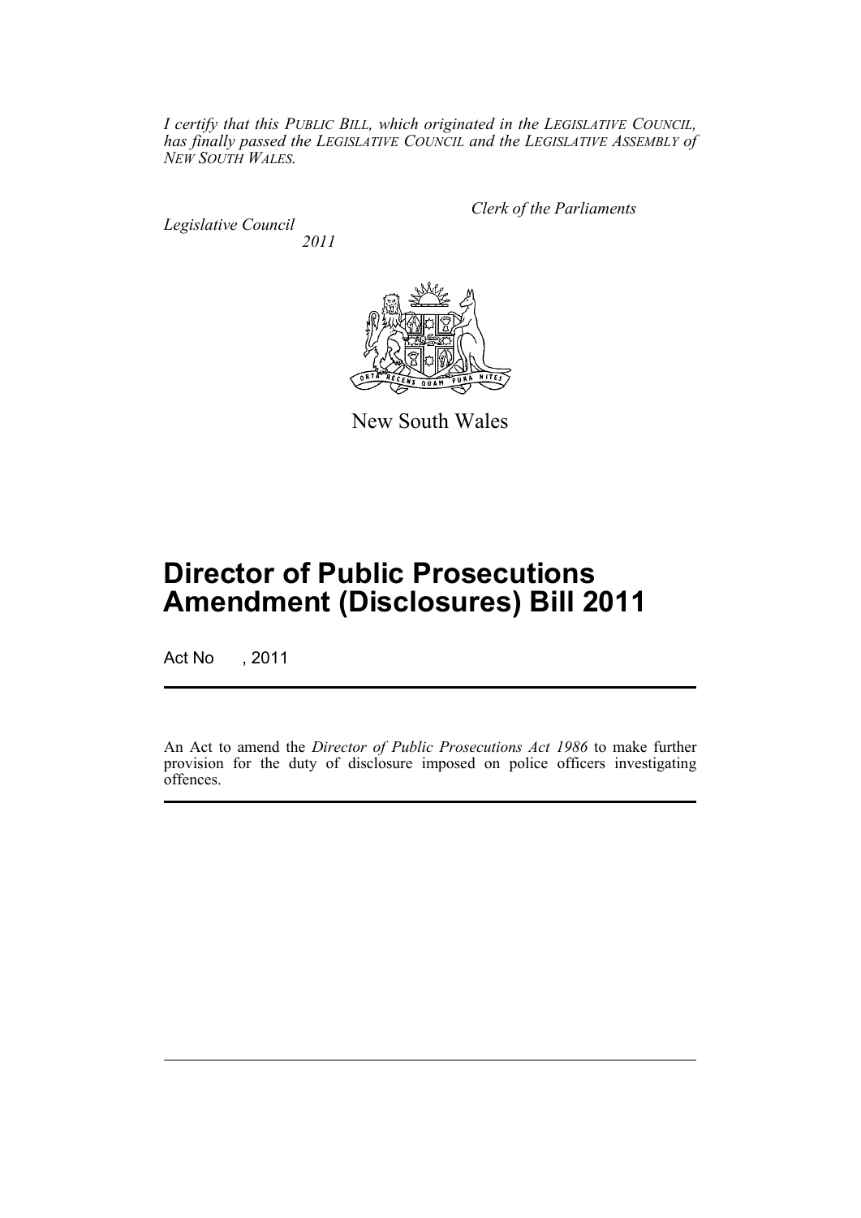*I certify that this PUBLIC BILL, which originated in the LEGISLATIVE COUNCIL, has finally passed the LEGISLATIVE COUNCIL and the LEGISLATIVE ASSEMBLY of NEW SOUTH WALES.*

*Clerk of the Parliaments*

*Legislative Council*

*2011*

New South Wales

# Director of Public Prosecutions Amendment (Disclosures) Bill 2011

Act No , 2011

An Act to amend the *Director of Public Prosecutions Act 1986* to make further provision for the duty of disclosure imposed on police officers investigating offences.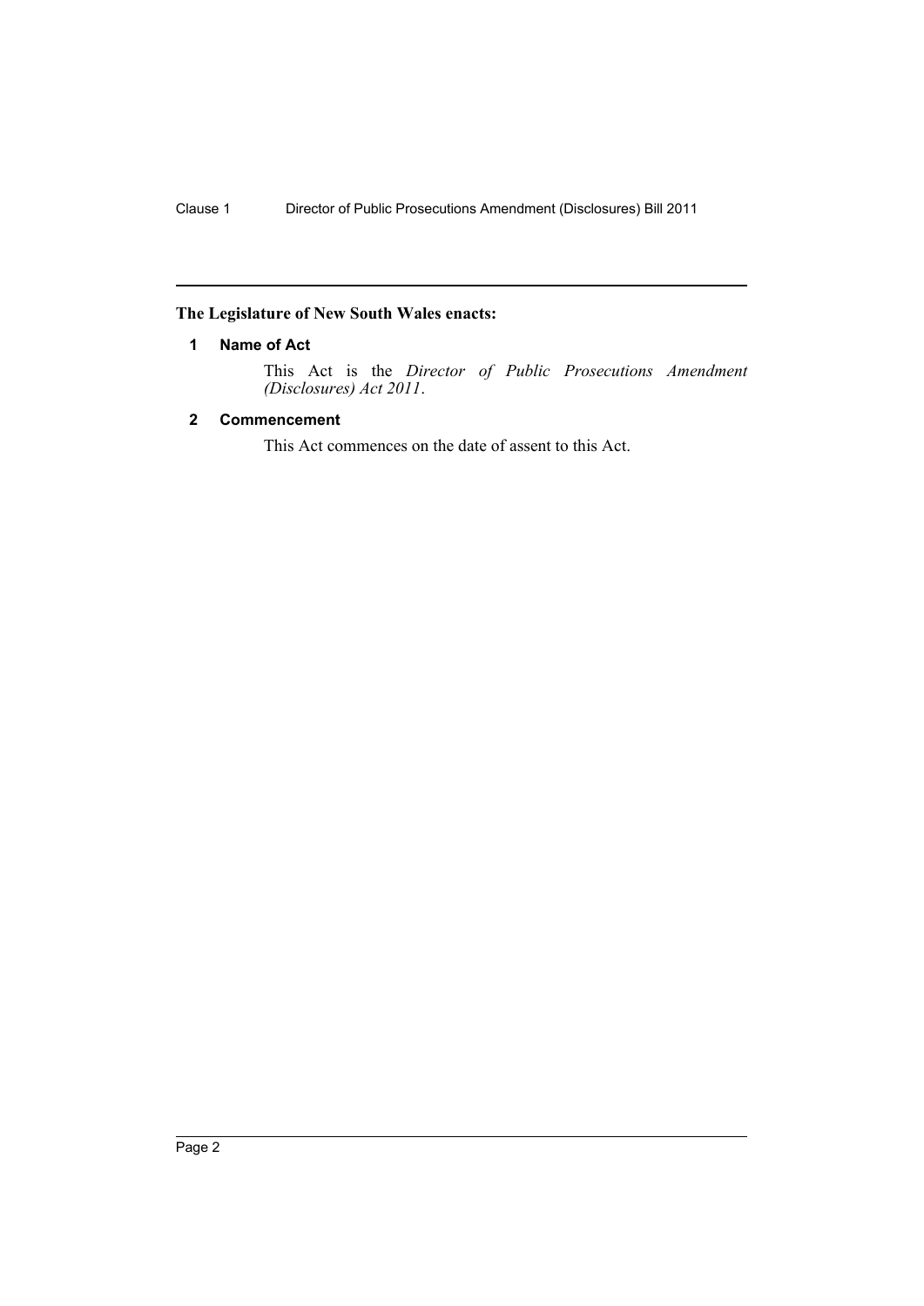**The Legislature of New South Wales enacts:**

### 1 Name of Act

This Act is the *Director of Public Prosecutions Amendment (Disclosures) Act 2011*.

### 2 Commencement

This Act commences on the date of assent to this Act.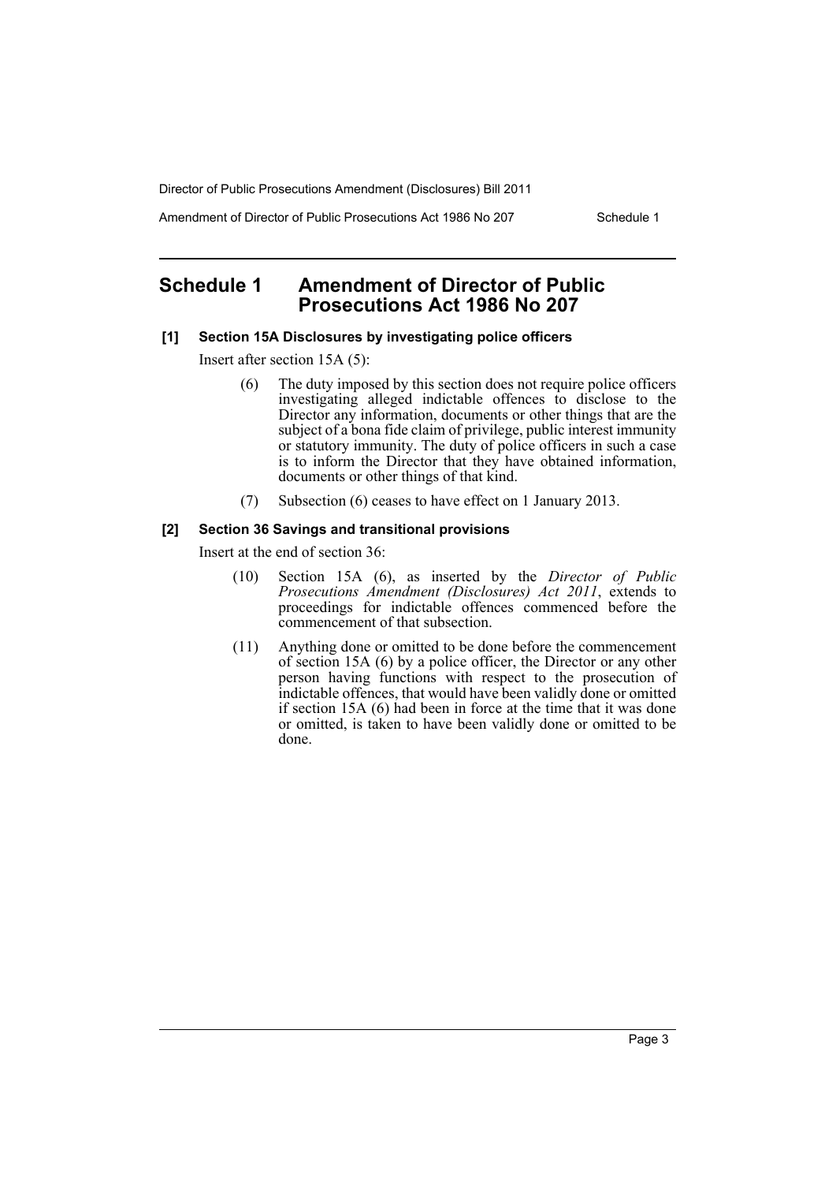# Schedule 1 Amendment of Director of Public Prosecutions Act 1986 No 207

**[1] Section 15A Disclosures by investigating police officers**

Insert after section 15A (5):

(6) The duty imposed by this section does not require police officers investigating alleged indictable offences to disclose to the Director any information, documents or other things that are the subject of a bona fide claim of privilege, public interest immunity or statutory immunity. The duty of police officers in such a case is to inform the Director that they have obtained information, documents or other things of that kind.

(7) Subsection (6) ceases to have effect on 1 January 2013.

**[2] Section 36 Savings and transitional provisions**

Insert at the end of section 36:

(10) Section 15A (6), as inserted by the *Director of Public Prosecutions Amendment (Disclosures) Act 2011*, extends to proceedings for indictable offences commenced before the commencement of that subsection.

(11) Anything done or omitted to be done before the commencement of section 15A (6) by a police officer, the Director or any other person having functions with respect to the prosecution of indictable offences, that would have been validly done or omitted if section 15A (6) had been in force at the time that it was done or omitted, is taken to have been validly done or omitted to be done.